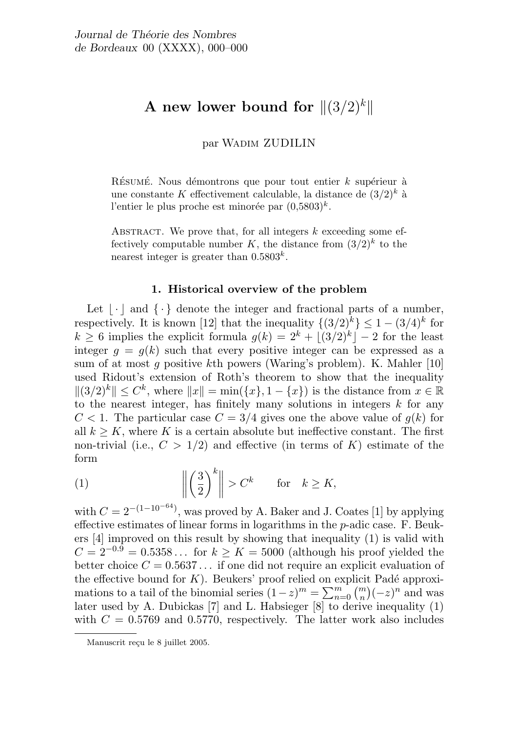# A new lower bound for $\|(3/2)^k\|$

par Wadim ZUDILIN

Résumé. Nous démontrons que pour tout entier $k$ supérieur à une constante $K$ effectivement calculable, la distance de $(3/2)^k$ à l'entier le plus proche est minorée par $(0{,}5803)^k$.

Abstract. We prove that, for all integers $k$ exceeding some effectively computable number $K$, the distance from $(3/2)^k$ to the nearest integer is greater than $0.5803^k$.

## 1. Historical overview of the problem

Let $\lfloor\cdot\rfloor$ and $\{\cdot\}$ denote the integer and fractional parts of a number, respectively. It is known [12] that the inequality $\{(3/2)^k\} \le 1-(3/4)^k$ for $k \ge 6$ implies the explicit formula $g(k) = 2^k + \lfloor(3/2)^k\rfloor - 2$ for the least integer $g = g(k)$ such that every positive integer can be expressed as a sum of at most $g$ positive $k$th powers (Waring's problem). K. Mahler [10] used Ridout's extension of Roth's theorem to show that the inequality $\|(3/2)^k\| \le C^k$, where $\|x\| = \min(\{x\}, 1-\{x\})$ is the distance from $x \in \mathbb{R}$ to the nearest integer, has finitely many solutions in integers $k$ for any $C < 1$. The particular case $C = 3/4$ gives one the above value of $g(k)$ for all $k \ge K$, where $K$ is a certain absolute but ineffective constant. The first non-trivial (i.e., $C > 1/2$) and effective (in terms of $K$) estimate of the form

$$\left\| \left(\frac{3}{2}\right)^k \right\| > C^k \qquad \text{for} \quad k \ge K, \tag{1}$$

with $C = 2^{-(1-10^{-64})}$, was proved by A. Baker and J. Coates [1] by applying effective estimates of linear forms in logarithms in the $p$-adic case. F. Beukers [4] improved on this result by showing that inequality (1) is valid with $C = 2^{-0.9} = 0.5358\ldots$ for $k \ge K = 5000$ (although his proof yielded the better choice $C = 0.5637\ldots$ if one did not require an explicit evaluation of the effective bound for $K$). Beukers' proof relied on explicit Padé approximations to a tail of the binomial series $(1-z)^m = \sum_{n=0}^{m}\binom{m}{n}(-z)^n$ and was later used by A. Dubickas [7] and L. Habsieger [8] to derive inequality (1) with $C = 0.5769$ and $0.5770$, respectively. The latter work also includes

Manuscrit reçu le 8 juillet 2005.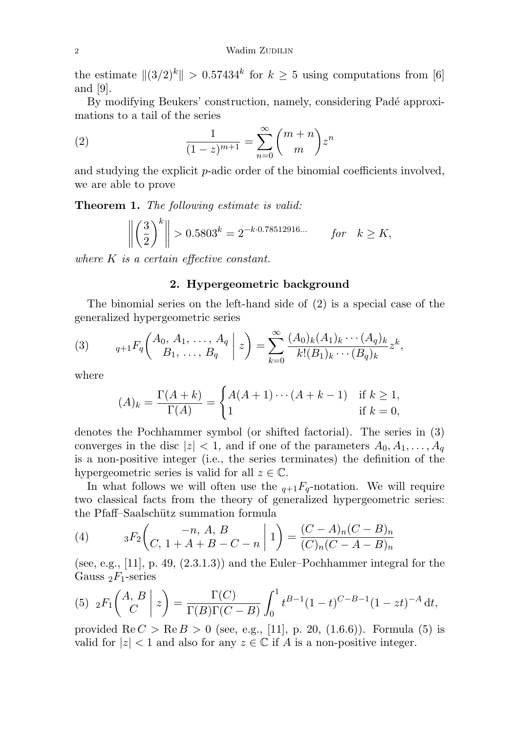the estimate $\|(3/2)^k\| > 0.57434^k$ for $k \ge 5$ using computations from [6] and [9].

By modifying Beukers' construction, namely, considering Padé approximations to a tail of the series

$$\frac{1}{(1-z)^{m+1}} = \sum_{n=0}^{\infty} \binom{m+n}{m} z^n \tag{2}$$

and studying the explicit $p$-adic order of the binomial coefficients involved, we are able to prove

**Theorem 1.** *The following estimate is valid:*

$$\left\| \left(\frac{3}{2}\right)^k \right\| > 0.5803^k = 2^{-k \cdot 0.78512916\ldots} \qquad \text{for} \quad k \ge K,$$

*where $K$ is a certain effective constant.*

## 2. Hypergeometric background

The binomial series on the left-hand side of (2) is a special case of the generalized hypergeometric series

$${}_{q+1}F_q\left( \begin{matrix} A_0,\, A_1,\, \ldots,\, A_q \\ B_1,\, \ldots,\, B_q \end{matrix} \,\middle|\, z \right) = \sum_{k=0}^{\infty} \frac{(A_0)_k (A_1)_k \cdots (A_q)_k}{k! (B_1)_k \cdots (B_q)_k} z^k, \tag{3}$$

where

$$(A)_k = \frac{\Gamma(A+k)}{\Gamma(A)} = \begin{cases} A(A+1)\cdots(A+k-1) & \text{if } k \ge 1, \\ 1 & \text{if } k = 0, \end{cases}$$

denotes the Pochhammer symbol (or shifted factorial). The series in (3) converges in the disc $|z| < 1$, and if one of the parameters $A_0, A_1, \ldots, A_q$ is a non-positive integer (i.e., the series terminates) the definition of the hypergeometric series is valid for all $z \in \mathbb{C}$.

In what follows we will often use the ${}_{q+1}F_q$-notation. We will require two classical facts from the theory of generalized hypergeometric series: the Pfaff–Saalschütz summation formula

$${}_3F_2\left( \begin{matrix} -n,\, A,\, B \\ C,\, 1+A+B-C-n \end{matrix} \,\middle|\, 1 \right) = \frac{(C-A)_n (C-B)_n}{(C)_n (C-A-B)_n} \tag{4}$$

(see, e.g., [11], p. 49, (2.3.1.3)) and the Euler–Pochhammer integral for the Gauss ${}_2F_1$-series

$${}_2F_1\left( \begin{matrix} A,\, B \\ C \end{matrix} \,\middle|\, z \right) = \frac{\Gamma(C)}{\Gamma(B)\Gamma(C-B)} \int_0^1 t^{B-1}(1-t)^{C-B-1}(1-zt)^{-A}\,\mathrm{d}t, \tag{5}$$

provided $\operatorname{Re} C > \operatorname{Re} B > 0$ (see, e.g., [11], p. 20, (1.6.6)). Formula (5) is valid for $|z| < 1$ and also for any $z \in \mathbb{C}$ if $A$ is a non-positive integer.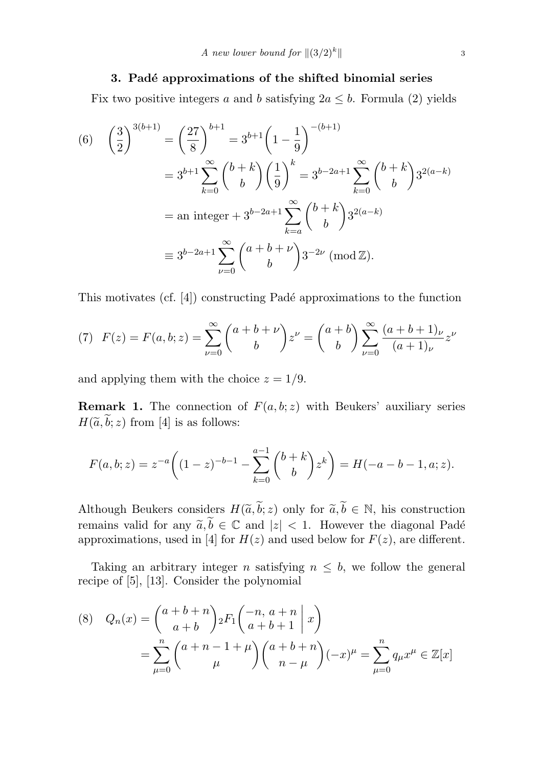## 3. Padé approximations of the shifted binomial series

Fix two positive integers $a$ and $b$ satisfying $2a \le b$. Formula (2) yields

$$
\begin{aligned}
(6)\quad \left(\frac{3}{2}\right)^{3(b+1)} &= \left(\frac{27}{8}\right)^{b+1} = 3^{b+1}\left(1-\frac{1}{9}\right)^{-(b+1)} \\
&= 3^{b+1}\sum_{k=0}^{\infty}\binom{b+k}{b}\left(\frac{1}{9}\right)^k = 3^{b-2a+1}\sum_{k=0}^{\infty}\binom{b+k}{b}3^{2(a-k)} \\
&= \text{an integer} + 3^{b-2a+1}\sum_{k=a}^{\infty}\binom{b+k}{b}3^{2(a-k)} \\
&\equiv 3^{b-2a+1}\sum_{\nu=0}^{\infty}\binom{a+b+\nu}{b}3^{-2\nu} \pmod{\mathbb{Z}}.
\end{aligned}
$$

This motivates (cf. [4]) constructing Padé approximations to the function

$$
(7)\quad F(z) = F(a,b;z) = \sum_{\nu=0}^{\infty}\binom{a+b+\nu}{b}z^\nu = \binom{a+b}{b}\sum_{\nu=0}^{\infty}\frac{(a+b+1)_\nu}{(a+1)_\nu}z^\nu
$$

and applying them with the choice $z = 1/9$.

**Remark 1.** The connection of $F(a,b;z)$ with Beukers' auxiliary series $H(\widetilde{a},\widetilde{b};z)$ from [4] is as follows:

$$
F(a,b;z) = z^{-a}\left((1-z)^{-b-1} - \sum_{k=0}^{a-1}\binom{b+k}{b}z^k\right) = H(-a-b-1,a;z).
$$

Although Beukers considers $H(\widetilde{a},\widetilde{b};z)$ only for $\widetilde{a},\widetilde{b} \in \mathbb{N}$, his construction remains valid for any $\widetilde{a},\widetilde{b} \in \mathbb{C}$ and $|z| < 1$. However the diagonal Padé approximations, used in [4] for $H(z)$ and used below for $F(z)$, are different.

Taking an arbitrary integer $n$ satisfying $n \le b$, we follow the general recipe of [5], [13]. Consider the polynomial

$$
\begin{aligned}
(8)\quad Q_n(x) &= \binom{a+b+n}{a+b}{}_2F_1\left(\left.\begin{matrix}-n,\ a+n \\ a+b+1\end{matrix}\ \right|\ x\right) \\
&= \sum_{\mu=0}^{n}\binom{a+n-1+\mu}{\mu}\binom{a+b+n}{n-\mu}(-x)^\mu = \sum_{\mu=0}^{n}q_\mu x^\mu \in \mathbb{Z}[x]
\end{aligned}
$$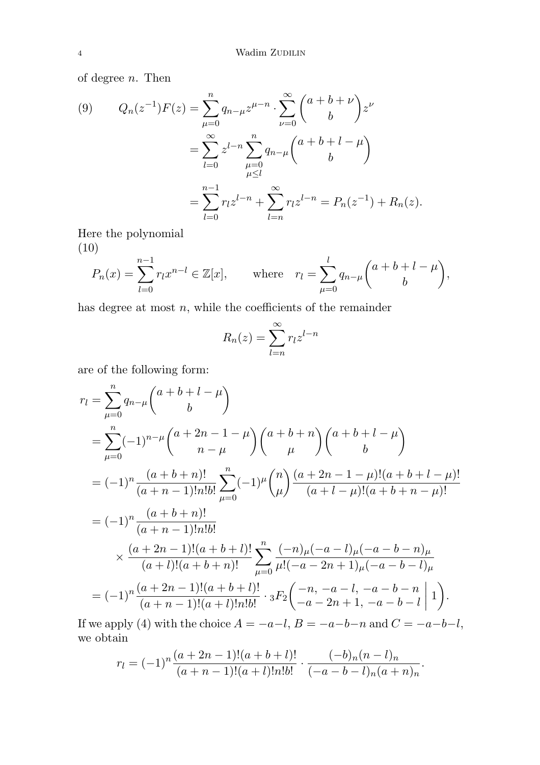of degree $n$. Then

$$
\begin{aligned}
(9) \qquad Q_n(z^{-1})F(z) &= \sum_{\mu=0}^{n} q_{n-\mu} z^{\mu-n} \cdot \sum_{\nu=0}^{\infty} \binom{a+b+\nu}{b} z^{\nu} \\
&= \sum_{l=0}^{\infty} z^{l-n} \sum_{\substack{\mu=0 \\ \mu \le l}}^{n} q_{n-\mu} \binom{a+b+l-\mu}{b} \\
&= \sum_{l=0}^{n-1} r_l z^{l-n} + \sum_{l=n}^{\infty} r_l z^{l-n} = P_n(z^{-1}) + R_n(z).
\end{aligned}
$$

Here the polynomial
(10)

$$
P_n(x) = \sum_{l=0}^{n-1} r_l x^{n-l} \in \mathbb{Z}[x], \qquad \text{where} \quad r_l = \sum_{\mu=0}^{l} q_{n-\mu} \binom{a+b+l-\mu}{b},
$$

has degree at most $n$, while the coefficients of the remainder

$$
R_n(z) = \sum_{l=n}^{\infty} r_l z^{l-n}
$$

are of the following form:

$$
\begin{aligned}
r_l &= \sum_{\mu=0}^{n} q_{n-\mu} \binom{a+b+l-\mu}{b} \\
&= \sum_{\mu=0}^{n} (-1)^{n-\mu} \binom{a+2n-1-\mu}{n-\mu} \binom{a+b+n}{\mu} \binom{a+b+l-\mu}{b} \\
&= (-1)^n \frac{(a+b+n)!}{(a+n-1)!n!b!} \sum_{\mu=0}^{n} (-1)^{\mu} \binom{n}{\mu} \frac{(a+2n-1-\mu)!(a+b+l-\mu)!}{(a+l-\mu)!(a+b+n-\mu)!} \\
&= (-1)^n \frac{(a+b+n)!}{(a+n-1)!n!b!} \\
&\qquad \times \frac{(a+2n-1)!(a+b+l)!}{(a+l)!(a+b+n)!} \sum_{\mu=0}^{n} \frac{(-n)_{\mu}(-a-l)_{\mu}(-a-b-n)_{\mu}}{\mu!(-a-2n+1)_{\mu}(-a-b-l)_{\mu}} \\
&= (-1)^n \frac{(a+2n-1)!(a+b+l)!}{(a+n-1)!(a+l)!n!b!} \cdot {}_3F_2\left( \left. \begin{matrix} -n, \, -a-l, \, -a-b-n \\ -a-2n+1, \, -a-b-l \end{matrix} \right| 1 \right).
\end{aligned}
$$

If we apply (4) with the choice $A = -a-l$, $B = -a-b-n$ and $C = -a-b-l$, we obtain

$$
r_l = (-1)^n \frac{(a+2n-1)!(a+b+l)!}{(a+n-1)!(a+l)!n!b!} \cdot \frac{(-b)_n (n-l)_n}{(-a-b-l)_n (a+n)_n}.
$$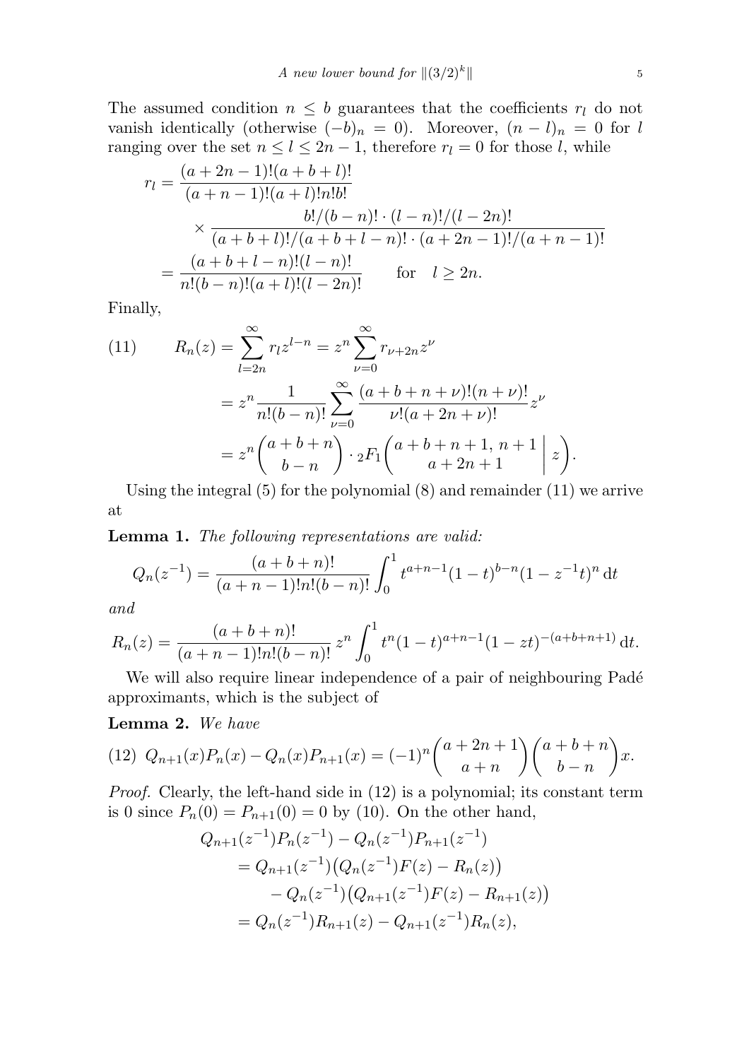The assumed condition $n \le b$ guarantees that the coefficients $r_l$ do not vanish identically (otherwise $(-b)_n = 0$). Moreover, $(n-l)_n = 0$ for $l$ ranging over the set $n \le l \le 2n-1$, therefore $r_l = 0$ for those $l$, while

$$
\begin{aligned}
r_l &= \frac{(a+2n-1)!(a+b+l)!}{(a+n-1)!(a+l)!n!b!} \\
&\qquad \times \frac{b!/(b-n)! \cdot (l-n)!/(l-2n)!}{(a+b+l)!/(a+b+l-n)! \cdot (a+2n-1)!/(a+n-1)!} \\
&= \frac{(a+b+l-n)!(l-n)!}{n!(b-n)!(a+l)!(l-2n)!} \qquad \text{for} \quad l \ge 2n.
\end{aligned}
$$

Finally,

$$
\begin{aligned}
(11) \qquad R_n(z) &= \sum_{l=2n}^{\infty} r_l z^{l-n} = z^n \sum_{\nu=0}^{\infty} r_{\nu+2n} z^{\nu} \\
&= z^n \frac{1}{n!(b-n)!} \sum_{\nu=0}^{\infty} \frac{(a+b+n+\nu)!(n+\nu)!}{\nu!(a+2n+\nu)!} z^{\nu} \\
&= z^n \binom{a+b+n}{b-n} \cdot {}_2F_1\left( \begin{matrix} a+b+n+1,\, n+1 \\ a+2n+1 \end{matrix} \,\middle|\, z \right).
\end{aligned}
$$

Using the integral (5) for the polynomial (8) and remainder (11) we arrive at

**Lemma 1.** *The following representations are valid:*

$$
Q_n(z^{-1}) = \frac{(a+b+n)!}{(a+n-1)!n!(b-n)!} \int_0^1 t^{a+n-1}(1-t)^{b-n}(1-z^{-1}t)^n \, \mathrm{d}t
$$

*and*

$$
R_n(z) = \frac{(a+b+n)!}{(a+n-1)!n!(b-n)!} \, z^n \int_0^1 t^n (1-t)^{a+n-1}(1-zt)^{-(a+b+n+1)} \, \mathrm{d}t.
$$

We will also require linear independence of a pair of neighbouring Padé approximants, which is the subject of

**Lemma 2.** *We have*

$$
(12) \quad Q_{n+1}(x)P_n(x) - Q_n(x)P_{n+1}(x) = (-1)^n \binom{a+2n+1}{a+n} \binom{a+b+n}{b-n} x.
$$

*Proof.* Clearly, the left-hand side in (12) is a polynomial; its constant term is 0 since $P_n(0) = P_{n+1}(0) = 0$ by (10). On the other hand,

$$
\begin{aligned}
&Q_{n+1}(z^{-1})P_n(z^{-1}) - Q_n(z^{-1})P_{n+1}(z^{-1}) \\
&\quad = Q_{n+1}(z^{-1})\big(Q_n(z^{-1})F(z) - R_n(z)\big) \\
&\qquad - Q_n(z^{-1})\big(Q_{n+1}(z^{-1})F(z) - R_{n+1}(z)\big) \\
&\quad = Q_n(z^{-1})R_{n+1}(z) - Q_{n+1}(z^{-1})R_n(z),
\end{aligned}
$$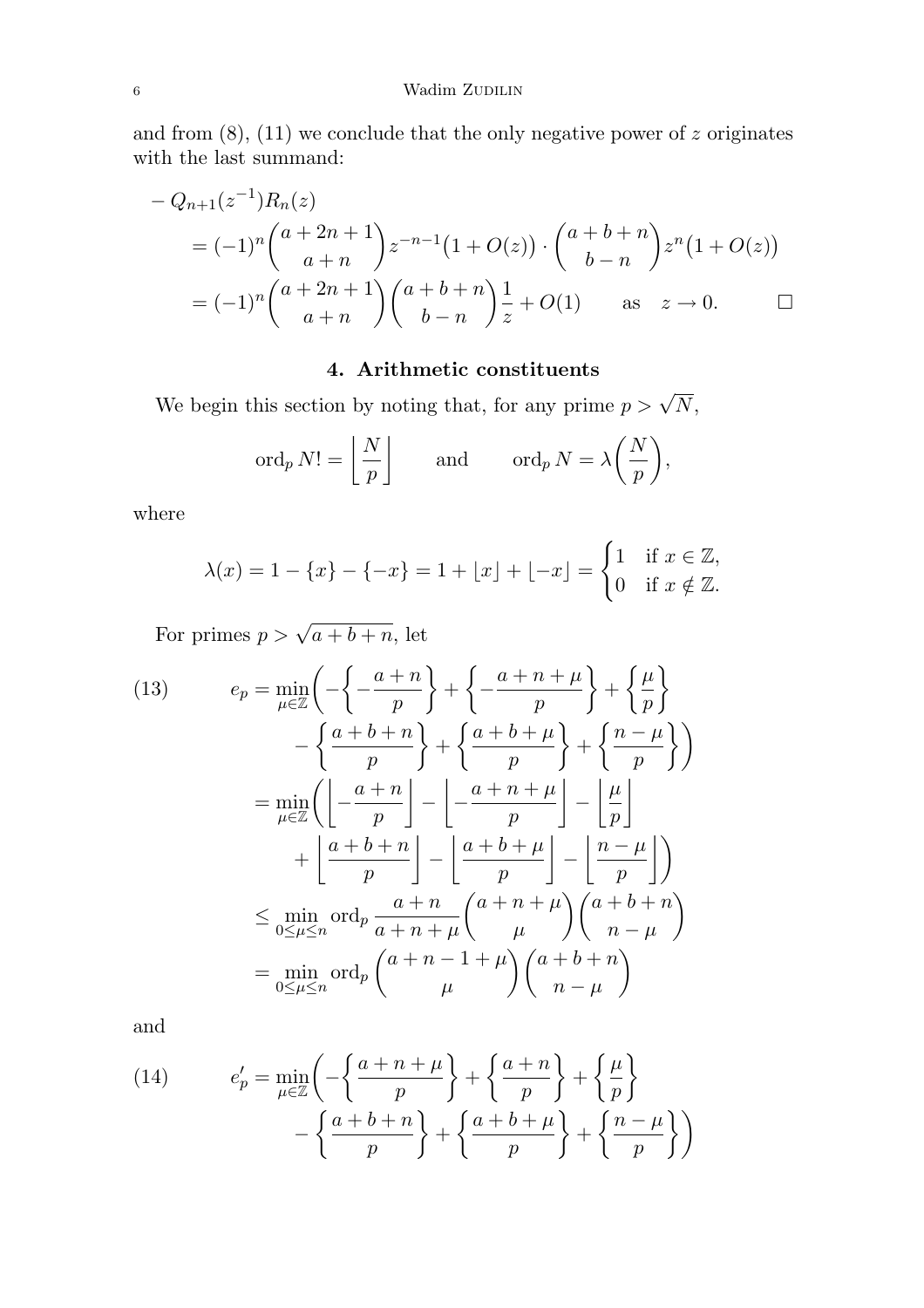and from (8), (11) we conclude that the only negative power of $z$ originates with the last summand:

$$
\begin{aligned}
&-Q_{n+1}(z^{-1})R_n(z) \\
&\quad= (-1)^n\binom{a+2n+1}{a+n}z^{-n-1}\bigl(1+O(z)\bigr)\cdot\binom{a+b+n}{b-n}z^n\bigl(1+O(z)\bigr) \\
&\quad= (-1)^n\binom{a+2n+1}{a+n}\binom{a+b+n}{b-n}\frac{1}{z}+O(1) \qquad \text{as} \quad z\to 0. \qquad \square
\end{aligned}
$$

## 4. Arithmetic constituents

We begin this section by noting that, for any prime $p>\sqrt{N}$,

$$
\operatorname{ord}_p N! = \left\lfloor \frac{N}{p}\right\rfloor \qquad \text{and} \qquad \operatorname{ord}_p N = \lambda\biggl(\frac{N}{p}\biggr),
$$

where

$$
\lambda(x) = 1-\{x\}-\{-x\} = 1+\lfloor x\rfloor+\lfloor -x\rfloor = \begin{cases} 1 & \text{if } x\in\mathbb{Z}, \\ 0 & \text{if } x\notin\mathbb{Z}. \end{cases}
$$

For primes $p>\sqrt{a+b+n}$, let

$$
\begin{aligned}
e_p &= \min_{\mu\in\mathbb{Z}}\biggl(-\biggl\{-\frac{a+n}{p}\biggr\}+\biggl\{-\frac{a+n+\mu}{p}\biggr\}+\biggl\{\frac{\mu}{p}\biggr\} \\
&\qquad\qquad -\biggl\{\frac{a+b+n}{p}\biggr\}+\biggl\{\frac{a+b+\mu}{p}\biggr\}+\biggl\{\frac{n-\mu}{p}\biggr\}\biggr) \\
&= \min_{\mu\in\mathbb{Z}}\biggl(\biggl\lfloor -\frac{a+n}{p}\biggr\rfloor-\biggl\lfloor -\frac{a+n+\mu}{p}\biggr\rfloor-\biggl\lfloor \frac{\mu}{p}\biggr\rfloor \\
&\qquad\qquad +\biggl\lfloor \frac{a+b+n}{p}\biggr\rfloor-\biggl\lfloor \frac{a+b+\mu}{p}\biggr\rfloor-\biggl\lfloor \frac{n-\mu}{p}\biggr\rfloor\biggr) \\
&\le \min_{0\le\mu\le n}\operatorname{ord}_p \frac{a+n}{a+n+\mu}\binom{a+n+\mu}{\mu}\binom{a+b+n}{n-\mu} \\
&= \min_{0\le\mu\le n}\operatorname{ord}_p \binom{a+n-1+\mu}{\mu}\binom{a+b+n}{n-\mu}
\end{aligned}
\tag{13}
$$

and

$$
\begin{aligned}
e_p' &= \min_{\mu\in\mathbb{Z}}\biggl(-\biggl\{\frac{a+n+\mu}{p}\biggr\}+\biggl\{\frac{a+n}{p}\biggr\}+\biggl\{\frac{\mu}{p}\biggr\} \\
&\qquad\qquad -\biggl\{\frac{a+b+n}{p}\biggr\}+\biggl\{\frac{a+b+\mu}{p}\biggr\}+\biggl\{\frac{n-\mu}{p}\biggr\}\biggr)
\end{aligned}
\tag{14}
$$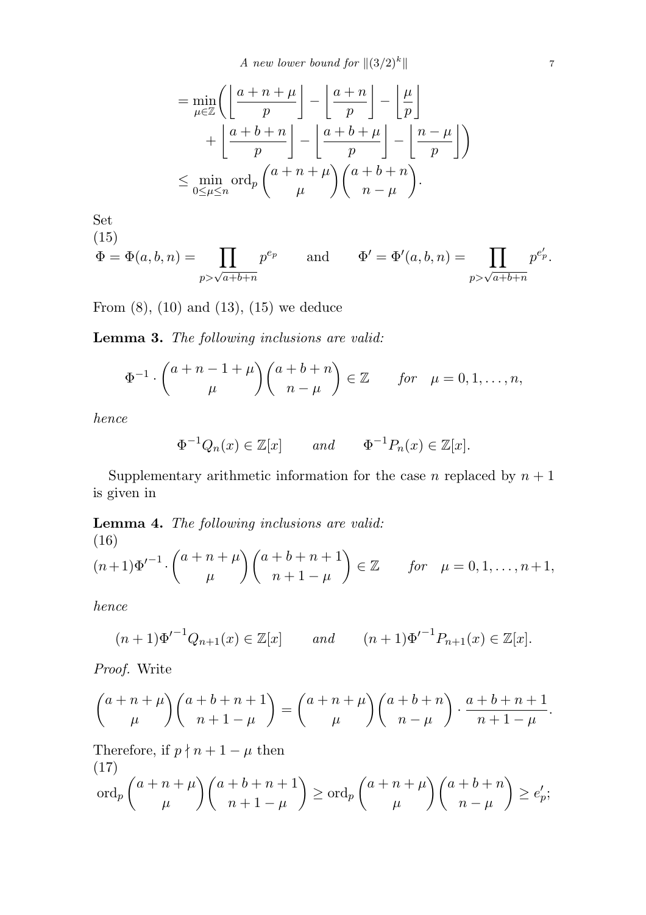$$
\begin{aligned}
&= \min_{\mu\in\mathbb{Z}}\biggl( \left\lfloor \frac{a+n+\mu}{p} \right\rfloor - \left\lfloor \frac{a+n}{p} \right\rfloor - \left\lfloor \frac{\mu}{p} \right\rfloor \\
&\qquad + \left\lfloor \frac{a+b+n}{p} \right\rfloor - \left\lfloor \frac{a+b+\mu}{p} \right\rfloor - \left\lfloor \frac{n-\mu}{p} \right\rfloor \biggr) \\
&\le \min_{0\le\mu\le n} \operatorname{ord}_p \binom{a+n+\mu}{\mu}\binom{a+b+n}{n-\mu}.
\end{aligned}
$$

Set

(15)
$$
\Phi = \Phi(a,b,n) = \prod_{p>\sqrt{a+b+n}} p^{e_p} \qquad \text{and} \qquad \Phi' = \Phi'(a,b,n) = \prod_{p>\sqrt{a+b+n}} p^{e'_p}.
$$

From (8), (10) and (13), (15) we deduce

**Lemma 3.** *The following inclusions are valid:*

$$
\Phi^{-1}\cdot\binom{a+n-1+\mu}{\mu}\binom{a+b+n}{n-\mu}\in\mathbb{Z} \qquad \textit{for} \quad \mu=0,1,\dots,n,
$$

*hence*

$$
\Phi^{-1}Q_n(x)\in\mathbb{Z}[x] \qquad \textit{and} \qquad \Phi^{-1}P_n(x)\in\mathbb{Z}[x].
$$

Supplementary arithmetic information for the case $n$ replaced by $n+1$ is given in

**Lemma 4.** *The following inclusions are valid:*

(16)
$$
(n+1){\Phi'}^{-1}\cdot\binom{a+n+\mu}{\mu}\binom{a+b+n+1}{n+1-\mu}\in\mathbb{Z} \qquad \textit{for} \quad \mu=0,1,\dots,n+1,
$$

*hence*

$$
(n+1){\Phi'}^{-1}Q_{n+1}(x)\in\mathbb{Z}[x] \qquad \textit{and} \qquad (n+1){\Phi'}^{-1}P_{n+1}(x)\in\mathbb{Z}[x].
$$

*Proof.* Write

$$
\binom{a+n+\mu}{\mu}\binom{a+b+n+1}{n+1-\mu} = \binom{a+n+\mu}{\mu}\binom{a+b+n}{n-\mu}\cdot\frac{a+b+n+1}{n+1-\mu}.
$$

Therefore, if $p\nmid n+1-\mu$ then

(17)
$$
\operatorname{ord}_p\binom{a+n+\mu}{\mu}\binom{a+b+n+1}{n+1-\mu} \ge \operatorname{ord}_p\binom{a+n+\mu}{\mu}\binom{a+b+n}{n-\mu} \ge e'_p;
$$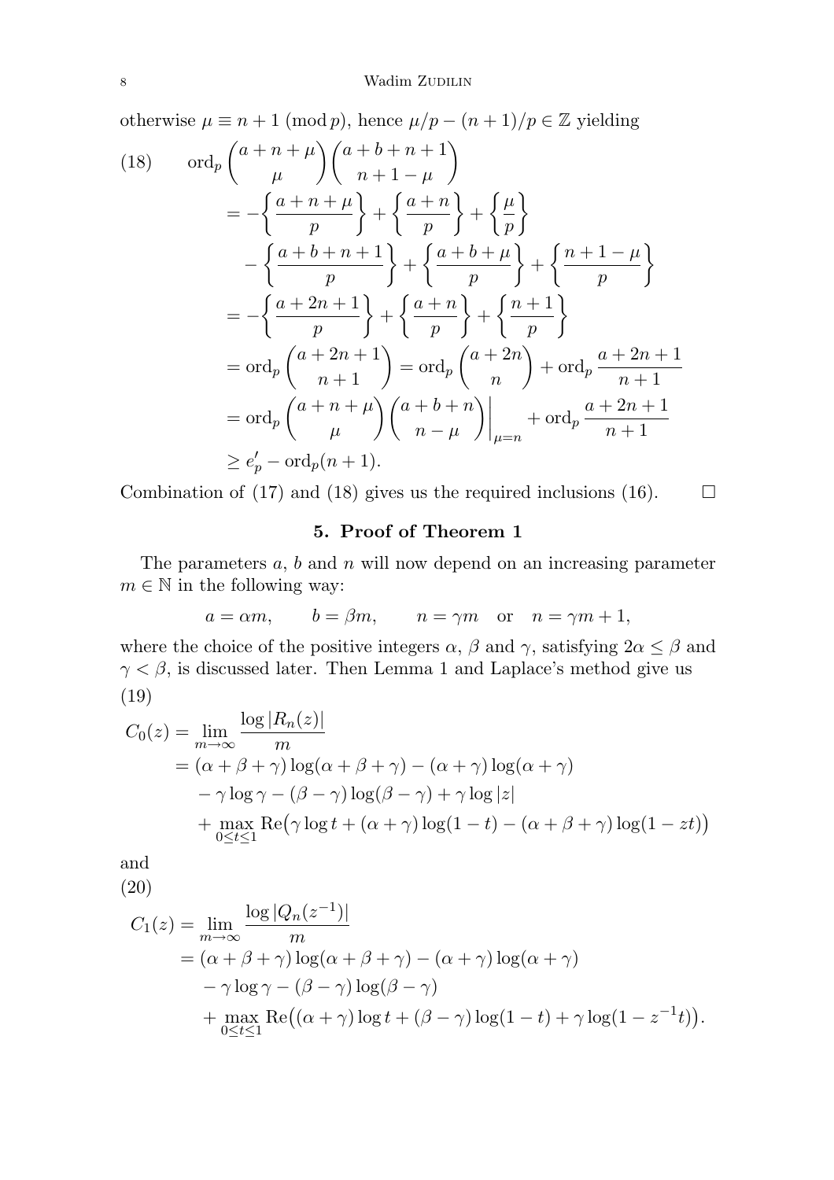otherwise $\mu \equiv n+1 \pmod p$, hence $\mu/p - (n+1)/p \in \mathbb{Z}$ yielding

$$
\begin{aligned}
\text{(18)} \qquad \operatorname{ord}_p \binom{a+n+\mu}{\mu}\binom{a+b+n+1}{n+1-\mu}
&= -\left\{\frac{a+n+\mu}{p}\right\} + \left\{\frac{a+n}{p}\right\} + \left\{\frac{\mu}{p}\right\} \\
&\quad - \left\{\frac{a+b+n+1}{p}\right\} + \left\{\frac{a+b+\mu}{p}\right\} + \left\{\frac{n+1-\mu}{p}\right\} \\
&= -\left\{\frac{a+2n+1}{p}\right\} + \left\{\frac{a+n}{p}\right\} + \left\{\frac{n+1}{p}\right\} \\
&= \operatorname{ord}_p \binom{a+2n+1}{n+1} = \operatorname{ord}_p \binom{a+2n}{n} + \operatorname{ord}_p \frac{a+2n+1}{n+1} \\
&= \operatorname{ord}_p \binom{a+n+\mu}{\mu}\binom{a+b+n}{n-\mu}\bigg|_{\mu=n} + \operatorname{ord}_p \frac{a+2n+1}{n+1} \\
&\ge e'_p - \operatorname{ord}_p(n+1).
\end{aligned}
$$

Combination of (17) and (18) gives us the required inclusions (16). $\square$

## 5. Proof of Theorem 1

The parameters $a$, $b$ and $n$ will now depend on an increasing parameter $m \in \mathbb{N}$ in the following way:

$$
a = \alpha m, \qquad b = \beta m, \qquad n = \gamma m \quad \text{or} \quad n = \gamma m + 1,
$$

where the choice of the positive integers $\alpha$, $\beta$ and $\gamma$, satisfying $2\alpha \le \beta$ and $\gamma < \beta$, is discussed later. Then Lemma 1 and Laplace's method give us

(19)

$$
\begin{aligned}
C_0(z) = \lim_{m\to\infty} \frac{\log|R_n(z)|}{m}
&= (\alpha+\beta+\gamma)\log(\alpha+\beta+\gamma) - (\alpha+\gamma)\log(\alpha+\gamma) \\
&\quad - \gamma\log\gamma - (\beta-\gamma)\log(\beta-\gamma) + \gamma\log|z| \\
&\quad + \max_{0\le t\le 1} \operatorname{Re}\big(\gamma\log t + (\alpha+\gamma)\log(1-t) - (\alpha+\beta+\gamma)\log(1-zt)\big)
\end{aligned}
$$

and

(20)

$$
\begin{aligned}
C_1(z) = \lim_{m\to\infty} \frac{\log|Q_n(z^{-1})|}{m}
&= (\alpha+\beta+\gamma)\log(\alpha+\beta+\gamma) - (\alpha+\gamma)\log(\alpha+\gamma) \\
&\quad - \gamma\log\gamma - (\beta-\gamma)\log(\beta-\gamma) \\
&\quad + \max_{0\le t\le 1} \operatorname{Re}\big((\alpha+\gamma)\log t + (\beta-\gamma)\log(1-t) + \gamma\log(1-z^{-1}t)\big).
\end{aligned}
$$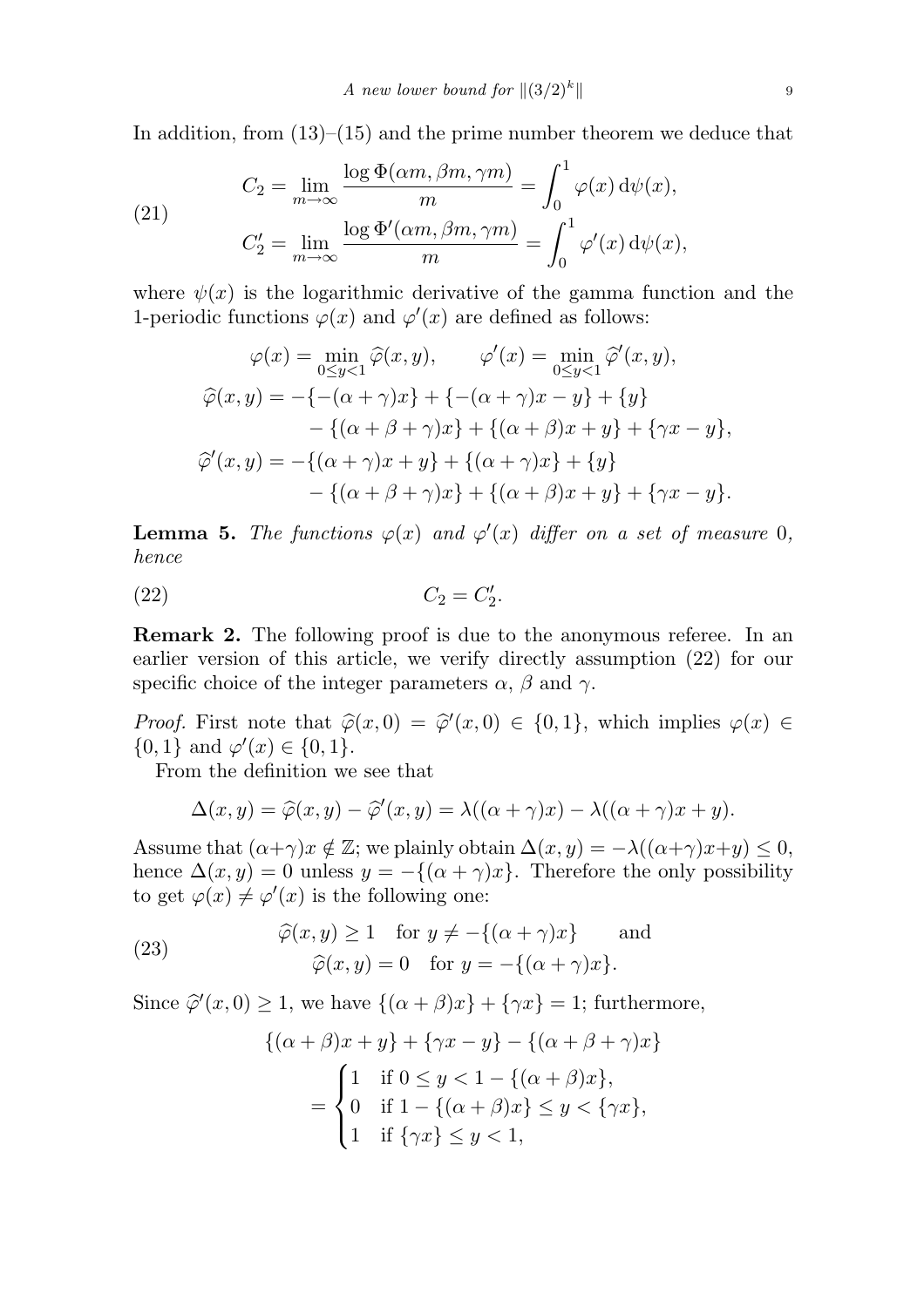In addition, from (13)–(15) and the prime number theorem we deduce that

$$
\begin{aligned}
C_2 &= \lim_{m\to\infty} \frac{\log \Phi(\alpha m, \beta m, \gamma m)}{m} = \int_0^1 \varphi(x)\,\mathrm{d}\psi(x),\\
C_2' &= \lim_{m\to\infty} \frac{\log \Phi'(\alpha m, \beta m, \gamma m)}{m} = \int_0^1 \varphi'(x)\,\mathrm{d}\psi(x),
\end{aligned}
\tag{21}
$$

where $\psi(x)$ is the logarithmic derivative of the gamma function and the 1-periodic functions $\varphi(x)$ and $\varphi'(x)$ are defined as follows:

$$
\begin{aligned}
\varphi(x) &= \min_{0\le y<1} \widehat{\varphi}(x,y), \qquad \varphi'(x) = \min_{0\le y<1} \widehat{\varphi}'(x,y),\\
\widehat{\varphi}(x,y) &= -\{-(\alpha+\gamma)x\} + \{-(\alpha+\gamma)x - y\} + \{y\}\\
&\quad - \{(\alpha+\beta+\gamma)x\} + \{(\alpha+\beta)x + y\} + \{\gamma x - y\},\\
\widehat{\varphi}'(x,y) &= -\{(\alpha+\gamma)x + y\} + \{(\alpha+\gamma)x\} + \{y\}\\
&\quad - \{(\alpha+\beta+\gamma)x\} + \{(\alpha+\beta)x + y\} + \{\gamma x - y\}.
\end{aligned}
$$

**Lemma 5.** *The functions $\varphi(x)$ and $\varphi'(x)$ differ on a set of measure 0, hence*

$$
C_2 = C_2'. \tag{22}
$$

**Remark 2.** The following proof is due to the anonymous referee. In an earlier version of this article, we verify directly assumption (22) for our specific choice of the integer parameters $\alpha$, $\beta$ and $\gamma$.

*Proof.* First note that $\widehat{\varphi}(x,0) = \widehat{\varphi}'(x,0) \in \{0,1\}$, which implies $\varphi(x) \in \{0,1\}$ and $\varphi'(x) \in \{0,1\}$.

From the definition we see that

$$
\Delta(x,y) = \widehat{\varphi}(x,y) - \widehat{\varphi}'(x,y) = \lambda((\alpha+\gamma)x) - \lambda((\alpha+\gamma)x + y).
$$

Assume that $(\alpha+\gamma)x \notin \mathbb{Z}$; we plainly obtain $\Delta(x,y) = -\lambda((\alpha+\gamma)x+y) \le 0$, hence $\Delta(x,y) = 0$ unless $y = -\{(\alpha+\gamma)x\}$. Therefore the only possibility to get $\varphi(x) \ne \varphi'(x)$ is the following one:

$$
\begin{aligned}
&\widehat{\varphi}(x,y) \ge 1 \quad \text{for } y \ne -\{(\alpha+\gamma)x\} \qquad \text{and}\\
&\widehat{\varphi}(x,y) = 0 \quad \text{for } y = -\{(\alpha+\gamma)x\}.
\end{aligned}
\tag{23}
$$

Since $\widehat{\varphi}'(x,0) \ge 1$, we have $\{(\alpha+\beta)x\} + \{\gamma x\} = 1$; furthermore,

$$
\begin{aligned}
&\{(\alpha+\beta)x + y\} + \{\gamma x - y\} - \{(\alpha+\beta+\gamma)x\}\\
&\quad = \begin{cases} 1 & \text{if } 0 \le y < 1 - \{(\alpha+\beta)x\},\\ 0 & \text{if } 1 - \{(\alpha+\beta)x\} \le y < \{\gamma x\},\\ 1 & \text{if } \{\gamma x\} \le y < 1, \end{cases}
\end{aligned}
$$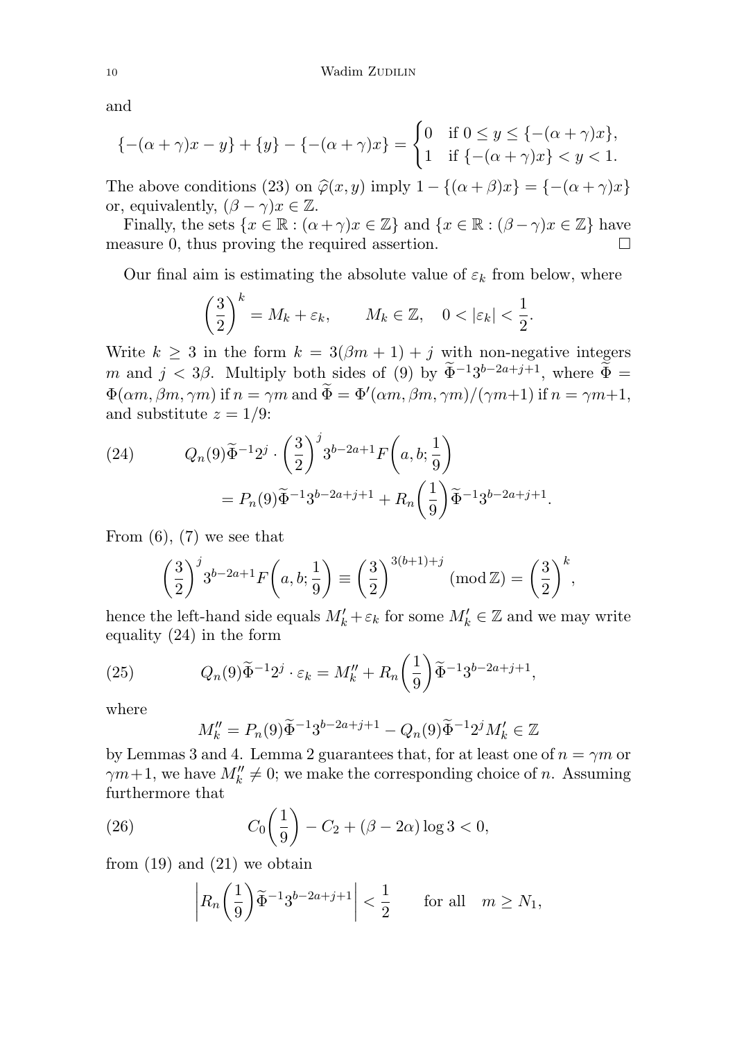and

$$\{-(\alpha+\gamma)x-y\}+\{y\}-\{-(\alpha+\gamma)x\}=\begin{cases}0 & \text{if } 0\le y\le \{-(\alpha+\gamma)x\},\\ 1 & \text{if } \{-(\alpha+\gamma)x\}<y<1.\end{cases}$$

The above conditions (23) on $\widehat{\varphi}(x,y)$ imply $1-\{(\alpha+\beta)x\}=\{-(\alpha+\gamma)x\}$ or, equivalently, $(\beta-\gamma)x\in\mathbb{Z}$.

Finally, the sets $\{x\in\mathbb{R}:(\alpha+\gamma)x\in\mathbb{Z}\}$ and $\{x\in\mathbb{R}:(\beta-\gamma)x\in\mathbb{Z}\}$ have measure 0, thus proving the required assertion. $\square$

Our final aim is estimating the absolute value of $\varepsilon_k$ from below, where

$$\left(\frac{3}{2}\right)^k=M_k+\varepsilon_k,\qquad M_k\in\mathbb{Z},\quad 0<|\varepsilon_k|<\frac{1}{2}.$$

Write $k\ge 3$ in the form $k=3(\beta m+1)+j$ with non-negative integers $m$ and $j<3\beta$. Multiply both sides of (9) by $\widetilde{\Phi}^{-1}3^{b-2a+j+1}$, where $\widetilde{\Phi}=\Phi(\alpha m,\beta m,\gamma m)$ if $n=\gamma m$ and $\widetilde{\Phi}=\Phi'(\alpha m,\beta m,\gamma m)/(\gamma m+1)$ if $n=\gamma m+1$, and substitute $z=1/9$:

$$\begin{aligned}(24)\qquad Q_n(9)\widetilde{\Phi}^{-1}2^j\cdot\left(\frac{3}{2}\right)^j 3^{b-2a+1}F\left(a,b;\frac{1}{9}\right)\\ =P_n(9)\widetilde{\Phi}^{-1}3^{b-2a+j+1}+R_n\left(\frac{1}{9}\right)\widetilde{\Phi}^{-1}3^{b-2a+j+1}.\end{aligned}$$

From (6), (7) we see that

$$\left(\frac{3}{2}\right)^j 3^{b-2a+1}F\left(a,b;\frac{1}{9}\right)\equiv\left(\frac{3}{2}\right)^{3(b+1)+j}\ (\operatorname{mod}\mathbb{Z})=\left(\frac{3}{2}\right)^k,$$

hence the left-hand side equals $M_k'+\varepsilon_k$ for some $M_k'\in\mathbb{Z}$ and we may write equality (24) in the form

$$(25)\qquad Q_n(9)\widetilde{\Phi}^{-1}2^j\cdot\varepsilon_k=M_k''+R_n\left(\frac{1}{9}\right)\widetilde{\Phi}^{-1}3^{b-2a+j+1},$$

where

$$M_k''=P_n(9)\widetilde{\Phi}^{-1}3^{b-2a+j+1}-Q_n(9)\widetilde{\Phi}^{-1}2^jM_k'\in\mathbb{Z}$$

by Lemmas 3 and 4. Lemma 2 guarantees that, for at least one of $n=\gamma m$ or $\gamma m+1$, we have $M_k''\ne 0$; we make the corresponding choice of $n$. Assuming furthermore that

$$(26)\qquad C_0\left(\frac{1}{9}\right)-C_2+(\beta-2\alpha)\log 3<0,$$

from (19) and (21) we obtain

$$\left|R_n\left(\frac{1}{9}\right)\widetilde{\Phi}^{-1}3^{b-2a+j+1}\right|<\frac{1}{2}\qquad\text{for all}\quad m\ge N_1,$$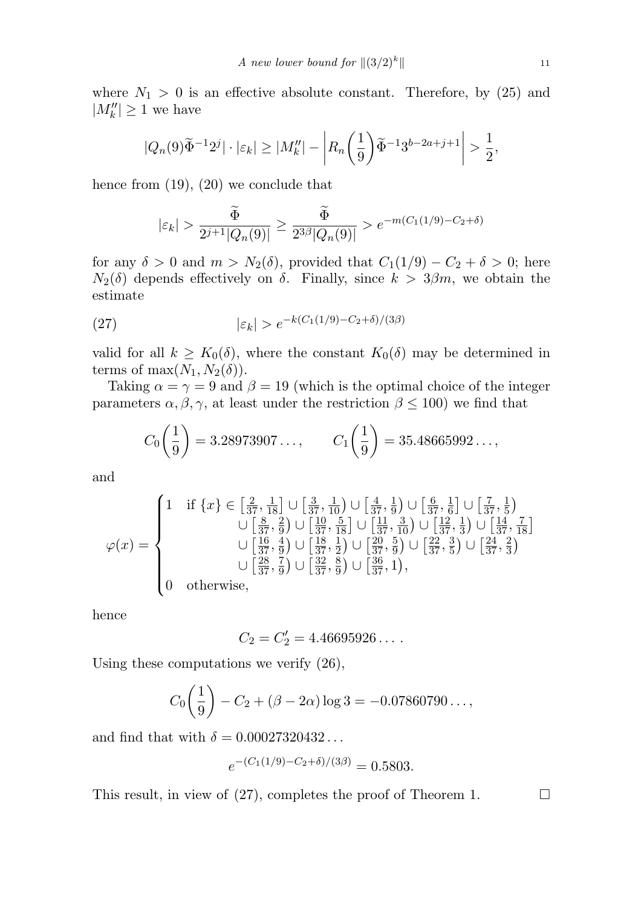where $N_1 > 0$ is an effective absolute constant. Therefore, by (25) and $|M_k''| \geq 1$ we have

$$|Q_n(9)\widetilde{\Phi}^{-1}2^j| \cdot |\varepsilon_k| \geq |M_k''| - \left| R_n\left(\frac{1}{9}\right)\widetilde{\Phi}^{-1}3^{b-2a+j+1}\right| > \frac{1}{2},$$

hence from (19), (20) we conclude that

$$|\varepsilon_k| > \frac{\widetilde{\Phi}}{2^{j+1}|Q_n(9)|} \geq \frac{\widetilde{\Phi}}{2^{3\beta}|Q_n(9)|} > e^{-m(C_1(1/9)-C_2+\delta)}$$

for any $\delta > 0$ and $m > N_2(\delta)$, provided that $C_1(1/9) - C_2 + \delta > 0$; here $N_2(\delta)$ depends effectively on $\delta$. Finally, since $k > 3\beta m$, we obtain the estimate

$$|\varepsilon_k| > e^{-k(C_1(1/9)-C_2+\delta)/(3\beta)} \tag{27}$$

valid for all $k \geq K_0(\delta)$, where the constant $K_0(\delta)$ may be determined in terms of $\max(N_1, N_2(\delta))$.

Taking $\alpha = \gamma = 9$ and $\beta = 19$ (which is the optimal choice of the integer parameters $\alpha, \beta, \gamma$, at least under the restriction $\beta \leq 100$) we find that

$$C_0\left(\frac{1}{9}\right) = 3.28973907\ldots, \qquad C_1\left(\frac{1}{9}\right) = 35.48665992\ldots,$$

and

$$\varphi(x) = \begin{cases} 1 & \text{if } \{x\} \in \left[\frac{2}{37}, \frac{1}{18}\right] \cup \left[\frac{3}{37}, \frac{1}{10}\right) \cup \left[\frac{4}{37}, \frac{1}{9}\right) \cup \left[\frac{6}{37}, \frac{1}{6}\right] \cup \left[\frac{7}{37}, \frac{1}{5}\right) \\ & \quad \cup \left[\frac{8}{37}, \frac{2}{9}\right) \cup \left[\frac{10}{37}, \frac{5}{18}\right] \cup \left[\frac{11}{37}, \frac{3}{10}\right) \cup \left[\frac{12}{37}, \frac{1}{3}\right) \cup \left[\frac{14}{37}, \frac{7}{18}\right] \\ & \quad \cup \left[\frac{16}{37}, \frac{4}{9}\right) \cup \left[\frac{18}{37}, \frac{1}{2}\right) \cup \left[\frac{20}{37}, \frac{5}{9}\right) \cup \left[\frac{22}{37}, \frac{3}{5}\right) \cup \left[\frac{24}{37}, \frac{2}{3}\right) \\ & \quad \cup \left[\frac{28}{37}, \frac{7}{9}\right) \cup \left[\frac{32}{37}, \frac{8}{9}\right) \cup \left[\frac{36}{37}, 1\right), \\ 0 & \text{otherwise,} \end{cases}$$

hence

$$C_2 = C_2' = 4.46695926\ldots.$$

Using these computations we verify (26),

$$C_0\left(\frac{1}{9}\right) - C_2 + (\beta - 2\alpha)\log 3 = -0.07860790\ldots,$$

and find that with $\delta = 0.00027320432\ldots$

$$e^{-(C_1(1/9)-C_2+\delta)/(3\beta)} = 0.5803.$$

This result, in view of (27), completes the proof of Theorem 1. $\square$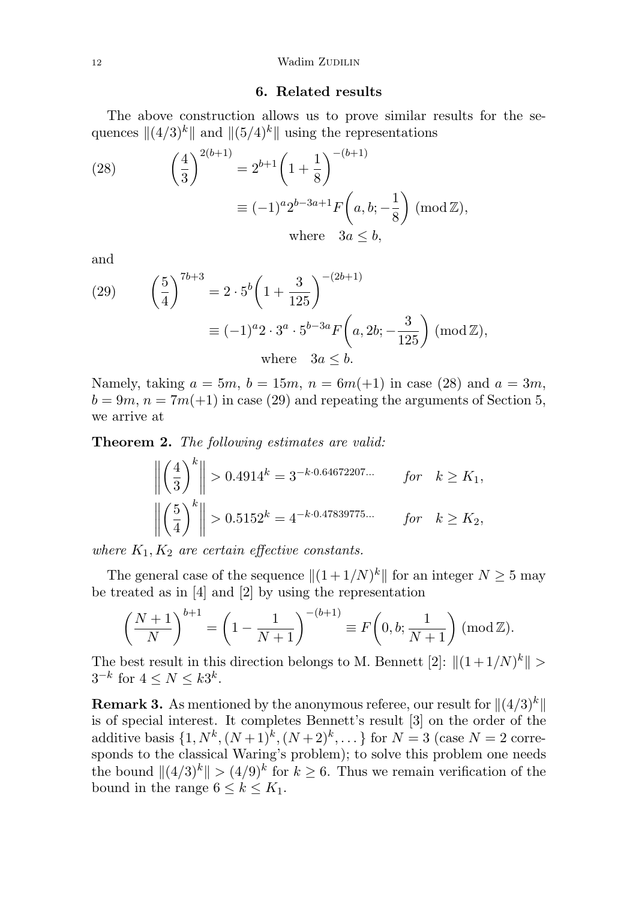## 6. Related results

The above construction allows us to prove similar results for the sequences $\|(4/3)^k\|$ and $\|(5/4)^k\|$ using the representations

$$
\begin{aligned}
\left(\frac{4}{3}\right)^{2(b+1)} &= 2^{b+1}\left(1+\frac{1}{8}\right)^{-(b+1)} \\
&\equiv (-1)^a 2^{b-3a+1} F\left(a,b;-\frac{1}{8}\right) \pmod{\mathbb{Z}}, \\
&\qquad \text{where} \quad 3a \le b,
\end{aligned}
\tag{28}
$$

and

$$
\begin{aligned}
\left(\frac{5}{4}\right)^{7b+3} &= 2\cdot 5^b\left(1+\frac{3}{125}\right)^{-(2b+1)} \\
&\equiv (-1)^a 2\cdot 3^a\cdot 5^{b-3a} F\left(a,2b;-\frac{3}{125}\right) \pmod{\mathbb{Z}}, \\
&\qquad \text{where} \quad 3a \le b.
\end{aligned}
\tag{29}
$$

Namely, taking $a=5m$, $b=15m$, $n=6m(+1)$ in case (28) and $a=3m$, $b=9m$, $n=7m(+1)$ in case (29) and repeating the arguments of Section 5, we arrive at

**Theorem 2.** *The following estimates are valid:*

$$
\left\|\left(\frac{4}{3}\right)^k\right\| > 0.4914^k = 3^{-k\cdot 0.64672207\ldots} \qquad \text{for} \quad k \ge K_1,
$$

$$
\left\|\left(\frac{5}{4}\right)^k\right\| > 0.5152^k = 4^{-k\cdot 0.47839775\ldots} \qquad \text{for} \quad k \ge K_2,
$$

*where $K_1, K_2$ are certain effective constants.*

The general case of the sequence $\|(1+1/N)^k\|$ for an integer $N \ge 5$ may be treated as in [4] and [2] by using the representation

$$
\left(\frac{N+1}{N}\right)^{b+1} = \left(1-\frac{1}{N+1}\right)^{-(b+1)} \equiv F\left(0,b;\frac{1}{N+1}\right) \pmod{\mathbb{Z}}.
$$

The best result in this direction belongs to M. Bennett [2]: $\|(1+1/N)^k\| > 3^{-k}$ for $4 \le N \le k3^k$.

**Remark 3.** As mentioned by the anonymous referee, our result for $\|(4/3)^k\|$ is of special interest. It completes Bennett's result [3] on the order of the additive basis $\{1, N^k, (N+1)^k, (N+2)^k, \dots\}$ for $N=3$ (case $N=2$ corresponds to the classical Waring's problem); to solve this problem one needs the bound $\|(4/3)^k\| > (4/9)^k$ for $k \ge 6$. Thus we remain verification of the bound in the range $6 \le k \le K_1$.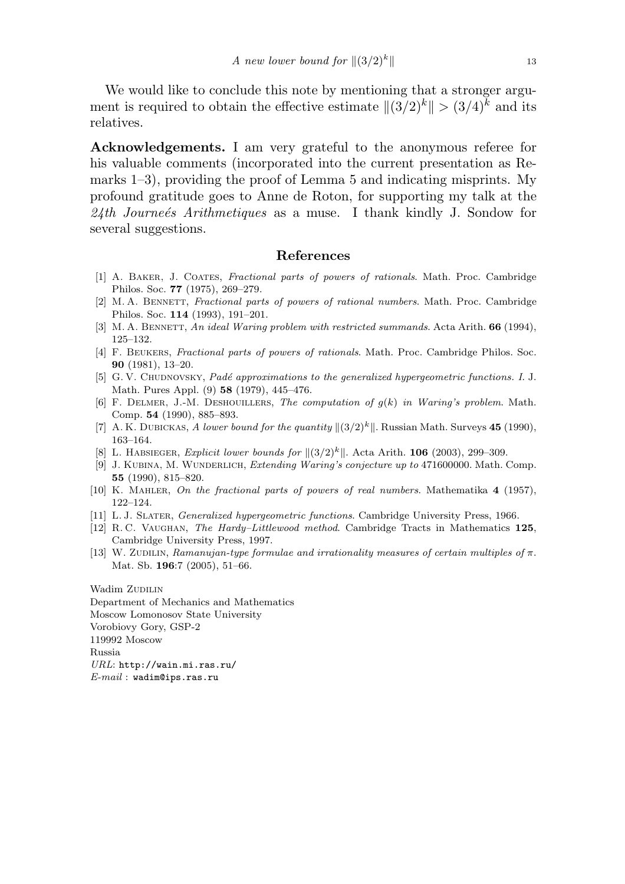We would like to conclude this note by mentioning that a stronger argument is required to obtain the effective estimate $\|(3/2)^k\| > (3/4)^k$ and its relatives.

**Acknowledgements.** I am very grateful to the anonymous referee for his valuable comments (incorporated into the current presentation as Remarks 1–3), providing the proof of Lemma 5 and indicating misprints. My profound gratitude goes to Anne de Roton, for supporting my talk at the *24th Journeés Arithmetiques* as a muse. I thank kindly J. Sondow for several suggestions.

## References

[1] A. Baker, J. Coates, *Fractional parts of powers of rationals*. Math. Proc. Cambridge Philos. Soc. **77** (1975), 269–279.

[2] M. A. Bennett, *Fractional parts of powers of rational numbers*. Math. Proc. Cambridge Philos. Soc. **114** (1993), 191–201.

[3] M. A. Bennett, *An ideal Waring problem with restricted summands*. Acta Arith. **66** (1994), 125–132.

[4] F. Beukers, *Fractional parts of powers of rationals*. Math. Proc. Cambridge Philos. Soc. **90** (1981), 13–20.

[5] G. V. Chudnovsky, *Padé approximations to the generalized hypergeometric functions. I*. J. Math. Pures Appl. (9) **58** (1979), 445–476.

[6] F. Delmer, J.-M. Deshouillers, *The computation of $g(k)$ in Waring's problem*. Math. Comp. **54** (1990), 885–893.

[7] A. K. Dubickas, *A lower bound for the quantity $\|(3/2)^k\|$*. Russian Math. Surveys **45** (1990), 163–164.

[8] L. Habsieger, *Explicit lower bounds for $\|(3/2)^k\|$*. Acta Arith. **106** (2003), 299–309.

[9] J. Kubina, M. Wunderlich, *Extending Waring's conjecture up to* 471600000. Math. Comp. **55** (1990), 815–820.

[10] K. Mahler, *On the fractional parts of powers of real numbers*. Mathematika **4** (1957), 122–124.

[11] L. J. Slater, *Generalized hypergeometric functions*. Cambridge University Press, 1966.

[12] R. C. Vaughan, *The Hardy–Littlewood method*. Cambridge Tracts in Mathematics **125**, Cambridge University Press, 1997.

[13] W. Zudilin, *Ramanujan-type formulae and irrationality measures of certain multiples of $\pi$*. Mat. Sb. **196**:7 (2005), 51–66.

Wadim Zudilin
Department of Mechanics and Mathematics
Moscow Lomonosov State University
Vorobiovy Gory, GSP-2
119992 Moscow
Russia
*URL*: http://wain.mi.ras.ru/
*E-mail* : wadim@ips.ras.ru